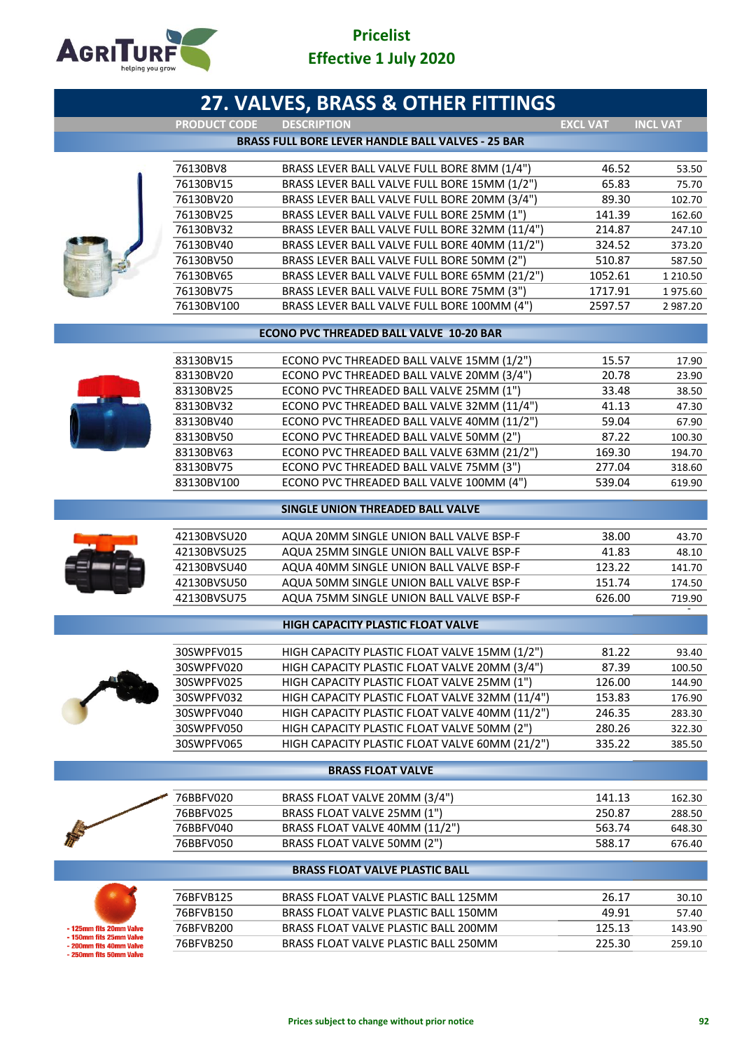AGRITURF
helping you grow

**Pricelist**
**Effective 1 July 2020**

# 27. VALVES, BRASS & OTHER FITTINGS

| PRODUCT CODE | DESCRIPTION | EXCL VAT | INCL VAT |
|---|---|---|---|
| | **BRASS FULL BORE LEVER HANDLE BALL VALVES - 25 BAR** | | |
| 76130BV8 | BRASS LEVER BALL VALVE FULL BORE 8MM (1/4") | 46.52 | 53.50 |
| 76130BV15 | BRASS LEVER BALL VALVE FULL BORE 15MM (1/2") | 65.83 | 75.70 |
| 76130BV20 | BRASS LEVER BALL VALVE FULL BORE 20MM (3/4") | 89.30 | 102.70 |
| 76130BV25 | BRASS LEVER BALL VALVE FULL BORE 25MM (1") | 141.39 | 162.60 |
| 76130BV32 | BRASS LEVER BALL VALVE FULL BORE 32MM (11/4") | 214.87 | 247.10 |
| 76130BV40 | BRASS LEVER BALL VALVE FULL BORE 40MM (11/2") | 324.52 | 373.20 |
| 76130BV50 | BRASS LEVER BALL VALVE FULL BORE 50MM (2") | 510.87 | 587.50 |
| 76130BV65 | BRASS LEVER BALL VALVE FULL BORE 65MM (21/2") | 1052.61 | 1 210.50 |
| 76130BV75 | BRASS LEVER BALL VALVE FULL BORE 75MM (3") | 1717.91 | 1 975.60 |
| 76130BV100 | BRASS LEVER BALL VALVE FULL BORE 100MM (4") | 2597.57 | 2 987.20 |
| | **ECONO PVC THREADED BALL VALVE 10-20 BAR** | | |
| 83130BV15 | ECONO PVC THREADED BALL VALVE 15MM (1/2") | 15.57 | 17.90 |
| 83130BV20 | ECONO PVC THREADED BALL VALVE 20MM (3/4") | 20.78 | 23.90 |
| 83130BV25 | ECONO PVC THREADED BALL VALVE 25MM (1") | 33.48 | 38.50 |
| 83130BV32 | ECONO PVC THREADED BALL VALVE 32MM (11/4") | 41.13 | 47.30 |
| 83130BV40 | ECONO PVC THREADED BALL VALVE 40MM (11/2") | 59.04 | 67.90 |
| 83130BV50 | ECONO PVC THREADED BALL VALVE 50MM (2") | 87.22 | 100.30 |
| 83130BV63 | ECONO PVC THREADED BALL VALVE 63MM (21/2") | 169.30 | 194.70 |
| 83130BV75 | ECONO PVC THREADED BALL VALVE 75MM (3") | 277.04 | 318.60 |
| 83130BV100 | ECONO PVC THREADED BALL VALVE 100MM (4") | 539.04 | 619.90 |
| | **SINGLE UNION THREADED BALL VALVE** | | |
| 42130BVSU20 | AQUA 20MM SINGLE UNION BALL VALVE BSP-F | 38.00 | 43.70 |
| 42130BVSU25 | AQUA 25MM SINGLE UNION BALL VALVE BSP-F | 41.83 | 48.10 |
| 42130BVSU40 | AQUA 40MM SINGLE UNION BALL VALVE BSP-F | 123.22 | 141.70 |
| 42130BVSU50 | AQUA 50MM SINGLE UNION BALL VALVE BSP-F | 151.74 | 174.50 |
| 42130BVSU75 | AQUA 75MM SINGLE UNION BALL VALVE BSP-F | 626.00 | 719.90 |
| | **HIGH CAPACITY PLASTIC FLOAT VALVE** | | |
| 30SWPFV015 | HIGH CAPACITY PLASTIC FLOAT VALVE 15MM (1/2") | 81.22 | 93.40 |
| 30SWPFV020 | HIGH CAPACITY PLASTIC FLOAT VALVE 20MM (3/4") | 87.39 | 100.50 |
| 30SWPFV025 | HIGH CAPACITY PLASTIC FLOAT VALVE 25MM (1") | 126.00 | 144.90 |
| 30SWPFV032 | HIGH CAPACITY PLASTIC FLOAT VALVE 32MM (11/4") | 153.83 | 176.90 |
| 30SWPFV040 | HIGH CAPACITY PLASTIC FLOAT VALVE 40MM (11/2") | 246.35 | 283.30 |
| 30SWPFV050 | HIGH CAPACITY PLASTIC FLOAT VALVE 50MM (2") | 280.26 | 322.30 |
| 30SWPFV065 | HIGH CAPACITY PLASTIC FLOAT VALVE 60MM (21/2") | 335.22 | 385.50 |
| | **BRASS FLOAT VALVE** | | |
| 76BBFV020 | BRASS FLOAT VALVE 20MM (3/4") | 141.13 | 162.30 |
| 76BBFV025 | BRASS FLOAT VALVE 25MM (1") | 250.87 | 288.50 |
| 76BBFV040 | BRASS FLOAT VALVE 40MM (11/2") | 563.74 | 648.30 |
| 76BBFV050 | BRASS FLOAT VALVE 50MM (2") | 588.17 | 676.40 |
| | **BRASS FLOAT VALVE PLASTIC BALL** | | |
| 76BFVB125 | BRASS FLOAT VALVE PLASTIC BALL 125MM | 26.17 | 30.10 |
| 76BFVB150 | BRASS FLOAT VALVE PLASTIC BALL 150MM | 49.91 | 57.40 |
| 76BFVB200 | BRASS FLOAT VALVE PLASTIC BALL 200MM | 125.13 | 143.90 |
| 76BFVB250 | BRASS FLOAT VALVE PLASTIC BALL 250MM | 225.30 | 259.10 |

- 125mm fits 20mm Valve
- 150mm fits 25mm Valve
- 200mm fits 40mm Valve
- 250mm fits 50mm Valve

Prices subject to change without prior notice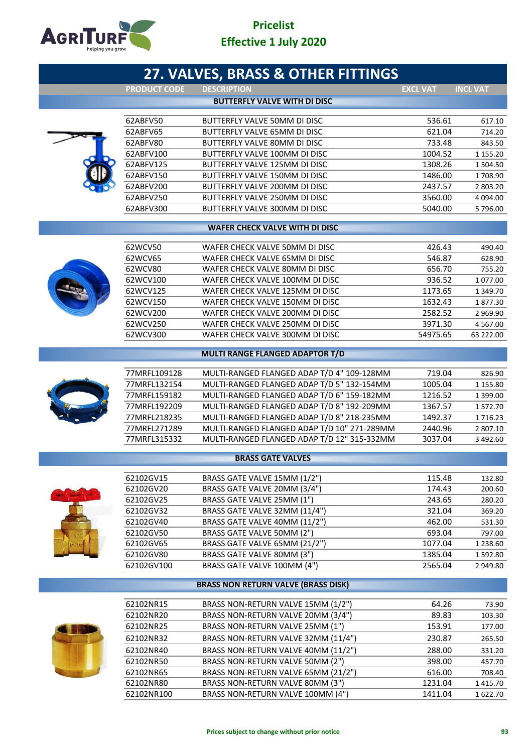Pricelist

Effective 1 July 2020

# 27. VALVES, BRASS & OTHER FITTINGS

| PRODUCT CODE | DESCRIPTION | EXCL VAT | INCL VAT |
|---|---|---|---|
| **BUTTERFLY VALVE WITH DI DISC** | | | |
| 62ABFV50 | BUTTERFLY VALVE 50MM DI DISC | 536.61 | 617.10 |
| 62ABFV65 | BUTTERFLY VALVE 65MM DI DISC | 621.04 | 714.20 |
| 62ABFV80 | BUTTERFLY VALVE 80MM DI DISC | 733.48 | 843.50 |
| 62ABFV100 | BUTTERFLY VALVE 100MM DI DISC | 1004.52 | 1 155.20 |
| 62ABFV125 | BUTTERFLY VALVE 125MM DI DISC | 1308.26 | 1 504.50 |
| 62ABFV150 | BUTTERFLY VALVE 150MM DI DISC | 1486.00 | 1 708.90 |
| 62ABFV200 | BUTTERFLY VALVE 200MM DI DISC | 2437.57 | 2 803.20 |
| 62ABFV250 | BUTTERFLY VALVE 250MM DI DISC | 3560.00 | 4 094.00 |
| 62ABFV300 | BUTTERFLY VALVE 300MM DI DISC | 5040.00 | 5 796.00 |
| **WAFER CHECK VALVE WITH DI DISC** | | | |
| 62WCV50 | WAFER CHECK VALVE 50MM DI DISC | 426.43 | 490.40 |
| 62WCV65 | WAFER CHECK VALVE 65MM DI DISC | 546.87 | 628.90 |
| 62WCV80 | WAFER CHECK VALVE 80MM DI DISC | 656.70 | 755.20 |
| 62WCV100 | WAFER CHECK VALVE 100MM DI DISC | 936.52 | 1 077.00 |
| 62WCV125 | WAFER CHECK VALVE 125MM DI DISC | 1173.65 | 1 349.70 |
| 62WCV150 | WAFER CHECK VALVE 150MM DI DISC | 1632.43 | 1 877.30 |
| 62WCV200 | WAFER CHECK VALVE 200MM DI DISC | 2582.52 | 2 969.90 |
| 62WCV250 | WAFER CHECK VALVE 250MM DI DISC | 3971.30 | 4 567.00 |
| 62WCV300 | WAFER CHECK VALVE 300MM DI DISC | 54975.65 | 63 222.00 |
| **MULTI RANGE FLANGED ADAPTOR T/D** | | | |
| 77MRFL109128 | MULTI-RANGED FLANGED ADAP T/D 4" 109-128MM | 719.04 | 826.90 |
| 77MRFL132154 | MULTI-RANGED FLANGED ADAP T/D 5" 132-154MM | 1005.04 | 1 155.80 |
| 77MRFL159182 | MULTI-RANGED FLANGED ADAP T/D 6" 159-182MM | 1216.52 | 1 399.00 |
| 77MRFL192209 | MULTI-RANGED FLANGED ADAP T/D 8" 192-209MM | 1367.57 | 1 572.70 |
| 77MRFL218235 | MULTI-RANGED FLANGED ADAP T/D 8" 218-235MM | 1492.37 | 1 716.23 |
| 77MRFL271289 | MULTI-RANGED FLANGED ADAP T/D 10" 271-289MM | 2440.96 | 2 807.10 |
| 77MRFL315332 | MULTI-RANGED FLANGED ADAP T/D 12" 315-332MM | 3037.04 | 3 492.60 |
| **BRASS GATE VALVES** | | | |
| 62102GV15 | BRASS GATE VALVE 15MM (1/2") | 115.48 | 132.80 |
| 62102GV20 | BRASS GATE VALVE 20MM (3/4") | 174.43 | 200.60 |
| 62102GV25 | BRASS GATE VALVE 25MM (1") | 243.65 | 280.20 |
| 62102GV32 | BRASS GATE VALVE 32MM (11/4") | 321.04 | 369.20 |
| 62102GV40 | BRASS GATE VALVE 40MM (11/2") | 462.00 | 531.30 |
| 62102GV50 | BRASS GATE VALVE 50MM (2") | 693.04 | 797.00 |
| 62102GV65 | BRASS GATE VALVE 65MM (21/2") | 1077.04 | 1 238.60 |
| 62102GV80 | BRASS GATE VALVE 80MM (3") | 1385.04 | 1 592.80 |
| 62102GV100 | BRASS GATE VALVE 100MM (4") | 2565.04 | 2 949.80 |
| **BRASS NON RETURN VALVE (BRASS DISK)** | | | |
| 62102NR15 | BRASS NON-RETURN VALVE 15MM (1/2") | 64.26 | 73.90 |
| 62102NR20 | BRASS NON-RETURN VALVE 20MM (3/4") | 89.83 | 103.30 |
| 62102NR25 | BRASS NON-RETURN VALVE 25MM (1") | 153.91 | 177.00 |
| 62102NR32 | BRASS NON-RETURN VALVE 32MM (11/4") | 230.87 | 265.50 |
| 62102NR40 | BRASS NON-RETURN VALVE 40MM (11/2") | 288.00 | 331.20 |
| 62102NR50 | BRASS NON-RETURN VALVE 50MM (2") | 398.00 | 457.70 |
| 62102NR65 | BRASS NON-RETURN VALVE 65MM (21/2") | 616.00 | 708.40 |
| 62102NR80 | BRASS NON-RETURN VALVE 80MM (3") | 1231.04 | 1 415.70 |
| 62102NR100 | BRASS NON-RETURN VALVE 100MM (4") | 1411.04 | 1 622.70 |

Prices subject to change without prior notice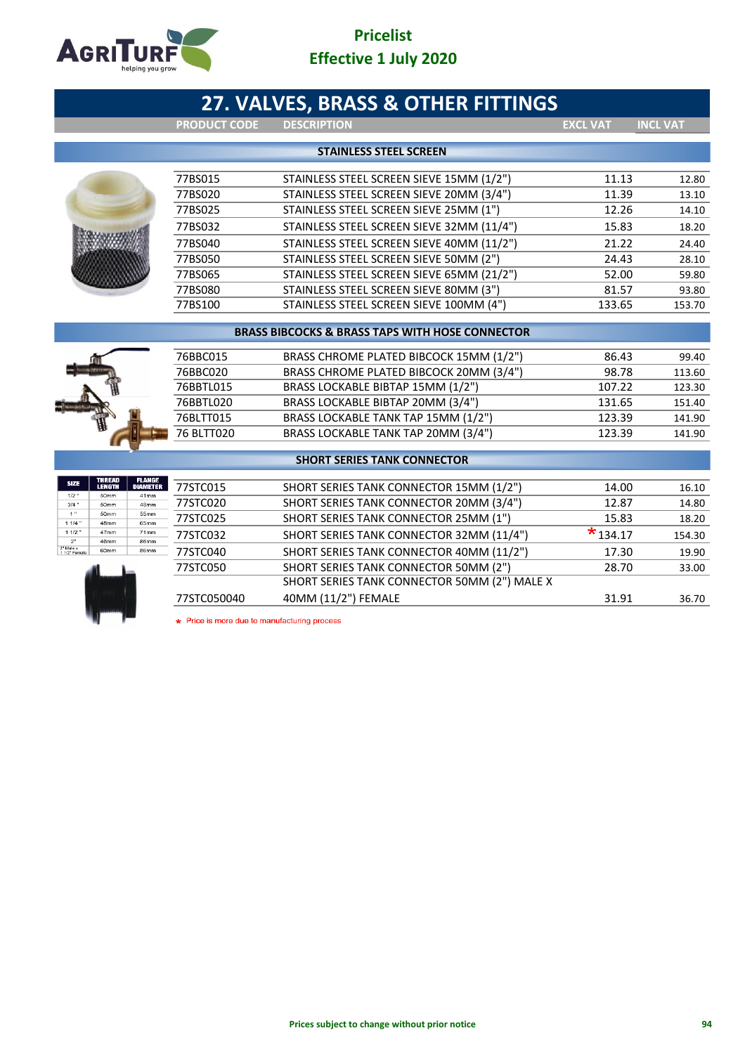# Pricelist
## Effective 1 July 2020

# 27. VALVES, BRASS & OTHER FITTINGS

| PRODUCT CODE | DESCRIPTION | EXCL VAT | INCL VAT |
|---|---|---|---|
| | **STAINLESS STEEL SCREEN** | | |
| 77BS015 | STAINLESS STEEL SCREEN SIEVE 15MM (1/2") | 11.13 | 12.80 |
| 77BS020 | STAINLESS STEEL SCREEN SIEVE 20MM (3/4") | 11.39 | 13.10 |
| 77BS025 | STAINLESS STEEL SCREEN SIEVE 25MM (1") | 12.26 | 14.10 |
| 77BS032 | STAINLESS STEEL SCREEN SIEVE 32MM (11/4") | 15.83 | 18.20 |
| 77BS040 | STAINLESS STEEL SCREEN SIEVE 40MM (11/2") | 21.22 | 24.40 |
| 77BS050 | STAINLESS STEEL SCREEN SIEVE 50MM (2") | 24.43 | 28.10 |
| 77BS065 | STAINLESS STEEL SCREEN SIEVE 65MM (21/2") | 52.00 | 59.80 |
| 77BS080 | STAINLESS STEEL SCREEN SIEVE 80MM (3") | 81.57 | 93.80 |
| 77BS100 | STAINLESS STEEL SCREEN SIEVE 100MM (4") | 133.65 | 153.70 |
| | **BRASS BIBCOCKS & BRASS TAPS WITH HOSE CONNECTOR** | | |
| 76BBC015 | BRASS CHROME PLATED BIBCOCK 15MM (1/2") | 86.43 | 99.40 |
| 76BBC020 | BRASS CHROME PLATED BIBCOCK 20MM (3/4") | 98.78 | 113.60 |
| 76BBTL015 | BRASS LOCKABLE BIBTAP 15MM (1/2") | 107.22 | 123.30 |
| 76BBTL020 | BRASS LOCKABLE BIBTAP 20MM (3/4") | 131.65 | 151.40 |
| 76BLTT015 | BRASS LOCKABLE TANK TAP 15MM (1/2") | 123.39 | 141.90 |
| 76 BLTT020 | BRASS LOCKABLE TANK TAP 20MM (3/4") | 123.39 | 141.90 |
| | **SHORT SERIES TANK CONNECTOR** | | |
| 77STC015 | SHORT SERIES TANK CONNECTOR 15MM (1/2") | 14.00 | 16.10 |
| 77STC020 | SHORT SERIES TANK CONNECTOR 20MM (3/4") | 12.87 | 14.80 |
| 77STC025 | SHORT SERIES TANK CONNECTOR 25MM (1") | 15.83 | 18.20 |
| 77STC032 | SHORT SERIES TANK CONNECTOR 32MM (11/4") | * 134.17 | 154.30 |
| 77STC040 | SHORT SERIES TANK CONNECTOR 40MM (11/2") | 17.30 | 19.90 |
| 77STC050 | SHORT SERIES TANK CONNECTOR 50MM (2") | 28.70 | 33.00 |
| 77STC050040 | SHORT SERIES TANK CONNECTOR 50MM (2") MALE X 40MM (11/2") FEMALE | 31.91 | 36.70 |

| SIZE | THREAD LENGTH | FLANGE DIAMETER |
|---|---|---|
| 1/2 " | 50mm | 41mm |
| 3/4 " | 50mm | 48mm |
| 1 " | 50mm | 55mm |
| 1 1/4 " | 48mm | 65mm |
| 1 1/2 " | 47mm | 71mm |
| 2" | 48mm | 86mm |
| 2" Male x 1 1/2" Female | 60mm | 86mm |

* Price is more due to manufacturing process

Prices subject to change without prior notice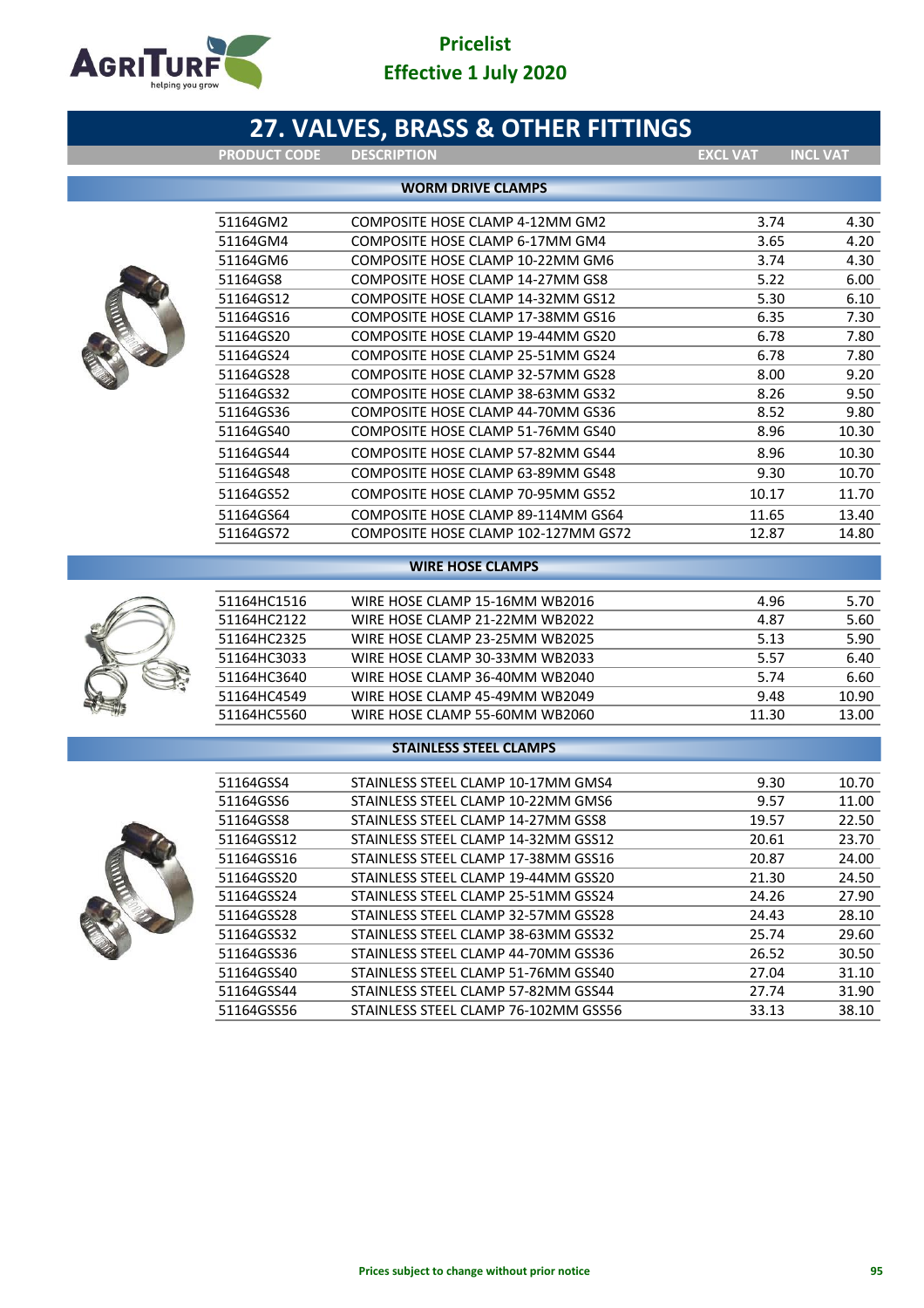# Pricelist
## Effective 1 July 2020

# 27. VALVES, BRASS & OTHER FITTINGS

| PRODUCT CODE | DESCRIPTION | EXCL VAT | INCL VAT |
|---|---|---|---|
| **WORM DRIVE CLAMPS** | | | |
| 51164GM2 | COMPOSITE HOSE CLAMP 4-12MM GM2 | 3.74 | 4.30 |
| 51164GM4 | COMPOSITE HOSE CLAMP 6-17MM GM4 | 3.65 | 4.20 |
| 51164GM6 | COMPOSITE HOSE CLAMP 10-22MM GM6 | 3.74 | 4.30 |
| 51164GS8 | COMPOSITE HOSE CLAMP 14-27MM GS8 | 5.22 | 6.00 |
| 51164GS12 | COMPOSITE HOSE CLAMP 14-32MM GS12 | 5.30 | 6.10 |
| 51164GS16 | COMPOSITE HOSE CLAMP 17-38MM GS16 | 6.35 | 7.30 |
| 51164GS20 | COMPOSITE HOSE CLAMP 19-44MM GS20 | 6.78 | 7.80 |
| 51164GS24 | COMPOSITE HOSE CLAMP 25-51MM GS24 | 6.78 | 7.80 |
| 51164GS28 | COMPOSITE HOSE CLAMP 32-57MM GS28 | 8.00 | 9.20 |
| 51164GS32 | COMPOSITE HOSE CLAMP 38-63MM GS32 | 8.26 | 9.50 |
| 51164GS36 | COMPOSITE HOSE CLAMP 44-70MM GS36 | 8.52 | 9.80 |
| 51164GS40 | COMPOSITE HOSE CLAMP 51-76MM GS40 | 8.96 | 10.30 |
| 51164GS44 | COMPOSITE HOSE CLAMP 57-82MM GS44 | 8.96 | 10.30 |
| 51164GS48 | COMPOSITE HOSE CLAMP 63-89MM GS48 | 9.30 | 10.70 |
| 51164GS52 | COMPOSITE HOSE CLAMP 70-95MM GS52 | 10.17 | 11.70 |
| 51164GS64 | COMPOSITE HOSE CLAMP 89-114MM GS64 | 11.65 | 13.40 |
| 51164GS72 | COMPOSITE HOSE CLAMP 102-127MM GS72 | 12.87 | 14.80 |
| **WIRE HOSE CLAMPS** | | | |
| 51164HC1516 | WIRE HOSE CLAMP 15-16MM WB2016 | 4.96 | 5.70 |
| 51164HC2122 | WIRE HOSE CLAMP 21-22MM WB2022 | 4.87 | 5.60 |
| 51164HC2325 | WIRE HOSE CLAMP 23-25MM WB2025 | 5.13 | 5.90 |
| 51164HC3033 | WIRE HOSE CLAMP 30-33MM WB2033 | 5.57 | 6.40 |
| 51164HC3640 | WIRE HOSE CLAMP 36-40MM WB2040 | 5.74 | 6.60 |
| 51164HC4549 | WIRE HOSE CLAMP 45-49MM WB2049 | 9.48 | 10.90 |
| 51164HC5560 | WIRE HOSE CLAMP 55-60MM WB2060 | 11.30 | 13.00 |
| **STAINLESS STEEL CLAMPS** | | | |
| 51164GSS4 | STAINLESS STEEL CLAMP 10-17MM GMS4 | 9.30 | 10.70 |
| 51164GSS6 | STAINLESS STEEL CLAMP 10-22MM GMS6 | 9.57 | 11.00 |
| 51164GSS8 | STAINLESS STEEL CLAMP 14-27MM GSS8 | 19.57 | 22.50 |
| 51164GSS12 | STAINLESS STEEL CLAMP 14-32MM GSS12 | 20.61 | 23.70 |
| 51164GSS16 | STAINLESS STEEL CLAMP 17-38MM GSS16 | 20.87 | 24.00 |
| 51164GSS20 | STAINLESS STEEL CLAMP 19-44MM GSS20 | 21.30 | 24.50 |
| 51164GSS24 | STAINLESS STEEL CLAMP 25-51MM GSS24 | 24.26 | 27.90 |
| 51164GSS28 | STAINLESS STEEL CLAMP 32-57MM GSS28 | 24.43 | 28.10 |
| 51164GSS32 | STAINLESS STEEL CLAMP 38-63MM GSS32 | 25.74 | 29.60 |
| 51164GSS36 | STAINLESS STEEL CLAMP 44-70MM GSS36 | 26.52 | 30.50 |
| 51164GSS40 | STAINLESS STEEL CLAMP 51-76MM GSS40 | 27.04 | 31.10 |
| 51164GSS44 | STAINLESS STEEL CLAMP 57-82MM GSS44 | 27.74 | 31.90 |
| 51164GSS56 | STAINLESS STEEL CLAMP 76-102MM GSS56 | 33.13 | 38.10 |

Prices subject to change without prior notice